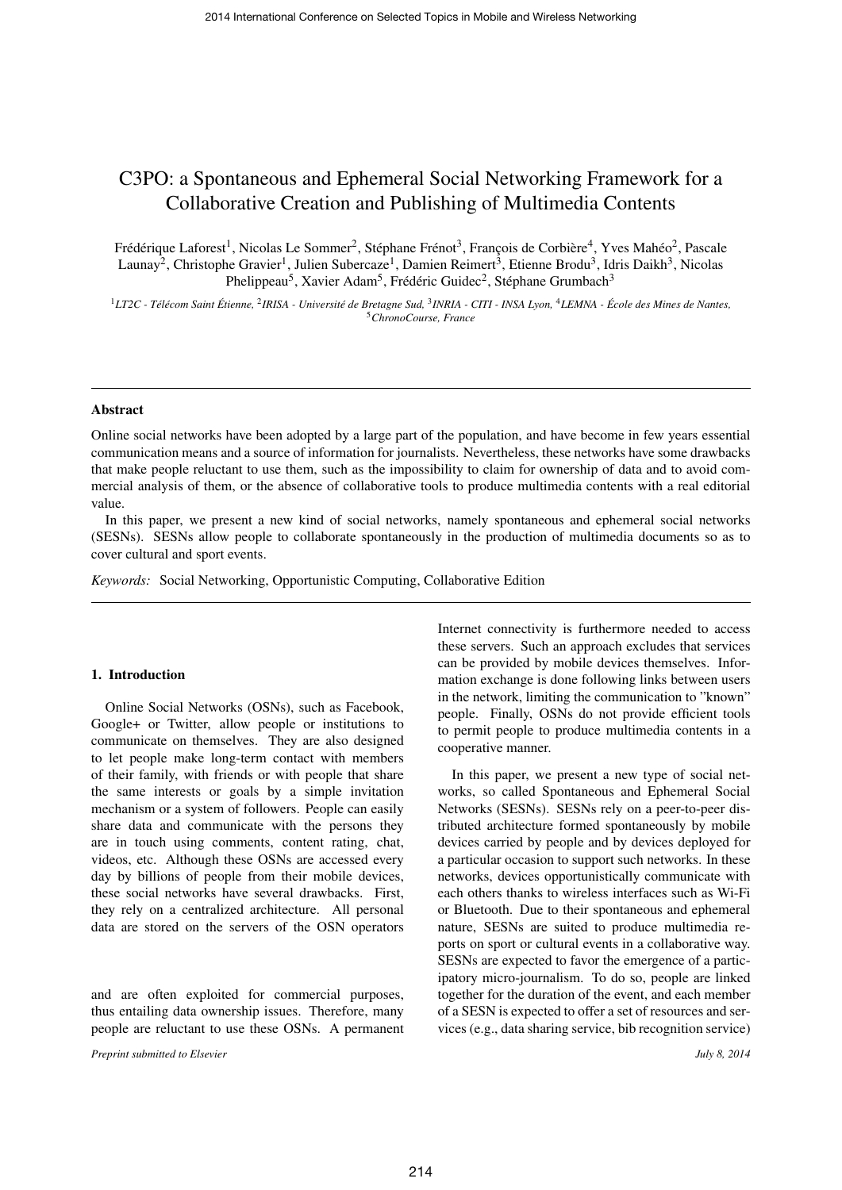# C3PO: a Spontaneous and Ephemeral Social Networking Framework for a Collaborative Creation and Publishing of Multimedia Contents

Frédérique Laforest[1], Nicolas Le Sommer[2], Stéphane Frénot[3], François de Corbière[4], Yves Mahéo[2], Pascale Launay[2], Christophe Gravier[1], Julien Subercaze[1], Damien Reimert[3], Etienne Brodu[3], Idris Daikh[3], Nicolas Phelippeau[5], Xavier Adam[5], Frédéric Guidec[2], Stéphane Grumbach[3]

[1]*LT2C - Télécom Saint Étienne,* [2]*IRISA - Université de Bretagne Sud,* [3]*INRIA - CITI - INSA Lyon,* [4]*LEMNA - École des Mines de Nantes,* [5]*ChronoCourse, France*

## Abstract

Online social networks have been adopted by a large part of the population, and have become in few years essential communication means and a source of information for journalists. Nevertheless, these networks have some drawbacks that make people reluctant to use them, such as the impossibility to claim for ownership of data and to avoid commercial analysis of them, or the absence of collaborative tools to produce multimedia contents with a real editorial value.

In this paper, we present a new kind of social networks, namely spontaneous and ephemeral social networks (SESNs). SESNs allow people to collaborate spontaneously in the production of multimedia documents so as to cover cultural and sport events.

*Keywords:* Social Networking, Opportunistic Computing, Collaborative Edition

## 1. Introduction

Online Social Networks (OSNs), such as Facebook, Google+ or Twitter, allow people or institutions to communicate on themselves. They are also designed to let people make long-term contact with members of their family, with friends or with people that share the same interests or goals by a simple invitation mechanism or a system of followers. People can easily share data and communicate with the persons they are in touch using comments, content rating, chat, videos, etc. Although these OSNs are accessed every day by billions of people from their mobile devices, these social networks have several drawbacks. First, they rely on a centralized architecture. All personal data are stored on the servers of the OSN operators and are often exploited for commercial purposes, thus entailing data ownership issues. Therefore, many people are reluctant to use these OSNs. A permanent Internet connectivity is furthermore needed to access these servers. Such an approach excludes that services can be provided by mobile devices themselves. Information exchange is done following links between users in the network, limiting the communication to "known" people. Finally, OSNs do not provide efficient tools to permit people to produce multimedia contents in a cooperative manner.

In this paper, we present a new type of social networks, so called Spontaneous and Ephemeral Social Networks (SESNs). SESNs rely on a peer-to-peer distributed architecture formed spontaneously by mobile devices carried by people and by devices deployed for a particular occasion to support such networks. In these networks, devices opportunistically communicate with each others thanks to wireless interfaces such as Wi-Fi or Bluetooth. Due to their spontaneous and ephemeral nature, SESNs are suited to produce multimedia reports on sport or cultural events in a collaborative way. SESNs are expected to favor the emergence of a participatory micro-journalism. To do so, people are linked together for the duration of the event, and each member of a SESN is expected to offer a set of resources and services (e.g., data sharing service, bib recognition service)

*Preprint submitted to Elsevier* *July 8, 2014*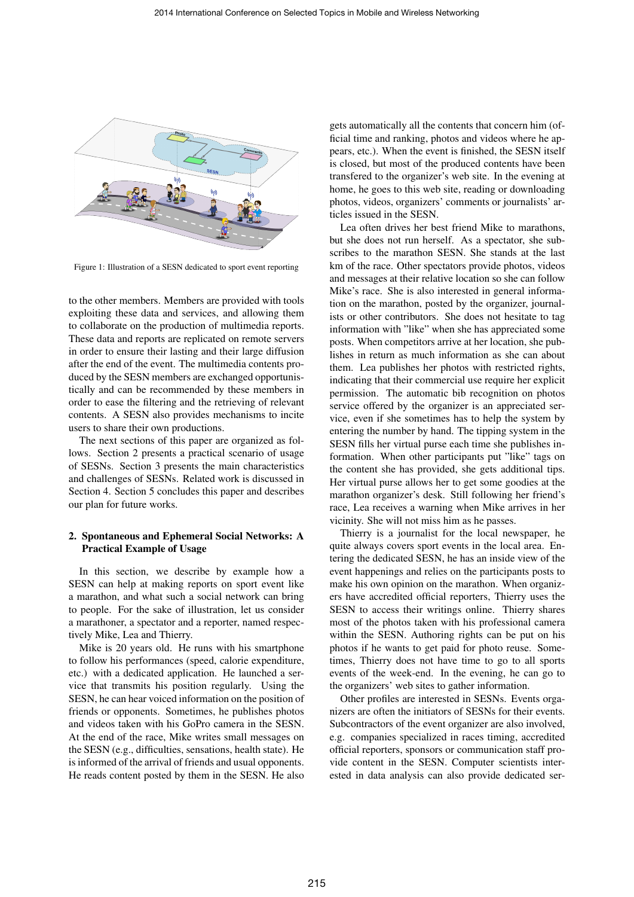Figure 1: Illustration of a SESN dedicated to sport event reporting

to the other members. Members are provided with tools exploiting these data and services, and allowing them to collaborate on the production of multimedia reports. These data and reports are replicated on remote servers in order to ensure their lasting and their large diffusion after the end of the event. The multimedia contents produced by the SESN members are exchanged opportunistically and can be recommended by these members in order to ease the filtering and the retrieving of relevant contents. A SESN also provides mechanisms to incite users to share their own productions.

The next sections of this paper are organized as follows. Section 2 presents a practical scenario of usage of SESNs. Section 3 presents the main characteristics and challenges of SESNs. Related work is discussed in Section 4. Section 5 concludes this paper and describes our plan for future works.

## 2. Spontaneous and Ephemeral Social Networks: A Practical Example of Usage

In this section, we describe by example how a SESN can help at making reports on sport event like a marathon, and what such a social network can bring to people. For the sake of illustration, let us consider a marathoner, a spectator and a reporter, named respectively Mike, Lea and Thierry.

Mike is 20 years old. He runs with his smartphone to follow his performances (speed, calorie expenditure, etc.) with a dedicated application. He launched a service that transmits his position regularly. Using the SESN, he can hear voiced information on the position of friends or opponents. Sometimes, he publishes photos and videos taken with his GoPro camera in the SESN. At the end of the race, Mike writes small messages on the SESN (e.g., difficulties, sensations, health state). He is informed of the arrival of friends and usual opponents. He reads content posted by them in the SESN. He also gets automatically all the contents that concern him (official time and ranking, photos and videos where he appears, etc.). When the event is finished, the SESN itself is closed, but most of the produced contents have been transfered to the organizer's web site. In the evening at home, he goes to this web site, reading or downloading photos, videos, organizers' comments or journalists' articles issued in the SESN.

Lea often drives her best friend Mike to marathons, but she does not run herself. As a spectator, she subscribes to the marathon SESN. She stands at the last km of the race. Other spectators provide photos, videos and messages at their relative location so she can follow Mike's race. She is also interested in general information on the marathon, posted by the organizer, journalists or other contributors. She does not hesitate to tag information with "like" when she has appreciated some posts. When competitors arrive at her location, she publishes in return as much information as she can about them. Lea publishes her photos with restricted rights, indicating that their commercial use require her explicit permission. The automatic bib recognition on photos service offered by the organizer is an appreciated service, even if she sometimes has to help the system by entering the number by hand. The tipping system in the SESN fills her virtual purse each time she publishes information. When other participants put "like" tags on the content she has provided, she gets additional tips. Her virtual purse allows her to get some goodies at the marathon organizer's desk. Still following her friend's race, Lea receives a warning when Mike arrives in her vicinity. She will not miss him as he passes.

Thierry is a journalist for the local newspaper, he quite always covers sport events in the local area. Entering the dedicated SESN, he has an inside view of the event happenings and relies on the participants posts to make his own opinion on the marathon. When organizers have accredited official reporters, Thierry uses the SESN to access their writings online. Thierry shares most of the photos taken with his professional camera within the SESN. Authoring rights can be put on his photos if he wants to get paid for photo reuse. Sometimes, Thierry does not have time to go to all sports events of the week-end. In the evening, he can go to the organizers' web sites to gather information.

Other profiles are interested in SESNs. Events organizers are often the initiators of SESNs for their events. Subcontractors of the event organizer are also involved, e.g. companies specialized in races timing, accredited official reporters, sponsors or communication staff provide content in the SESN. Computer scientists interested in data analysis can also provide dedicated ser-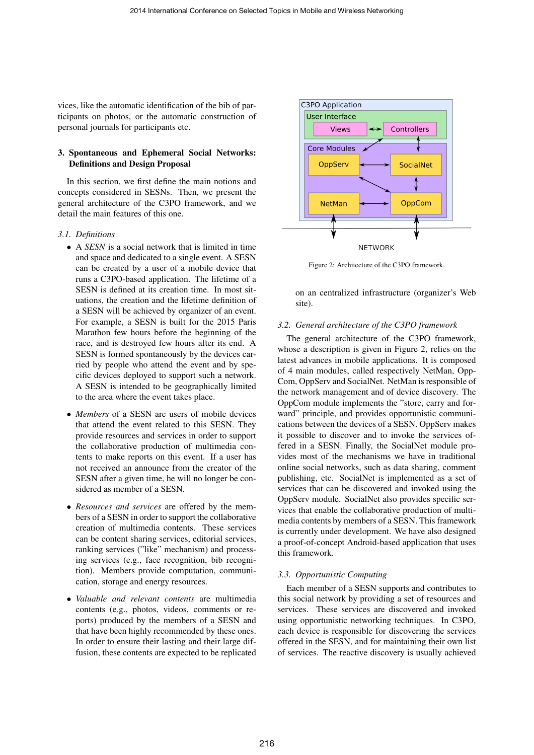vices, like the automatic identification of the bib of participants on photos, or the automatic construction of personal journals for participants etc.

## 3. Spontaneous and Ephemeral Social Networks: Definitions and Design Proposal

In this section, we first define the main notions and concepts considered in SESNs. Then, we present the general architecture of the C3PO framework, and we detail the main features of this one.

### 3.1. Definitions

- A *SESN* is a social network that is limited in time and space and dedicated to a single event. A SESN can be created by a user of a mobile device that runs a C3PO-based application. The lifetime of a SESN is defined at its creation time. In most situations, the creation and the lifetime definition of a SESN will be achieved by organizer of an event. For example, a SESN is built for the 2015 Paris Marathon few hours before the beginning of the race, and is destroyed few hours after its end. A SESN is formed spontaneously by the devices carried by people who attend the event and by specific devices deployed to support such a network. A SESN is intended to be geographically limited to the area where the event takes place.

- *Members* of a SESN are users of mobile devices that attend the event related to this SESN. They provide resources and services in order to support the collaborative production of multimedia contents to make reports on this event. If a user has not received an announce from the creator of the SESN after a given time, he will no longer be considered as member of a SESN.

- *Resources and services* are offered by the members of a SESN in order to support the collaborative creation of multimedia contents. These services can be content sharing services, editorial services, ranking services ("like" mechanism) and processing services (e.g., face recognition, bib recognition). Members provide computation, communication, storage and energy resources.

- *Valuable and relevant contents* are multimedia contents (e.g., photos, videos, comments or reports) produced by the members of a SESN and that have been highly recommended by these ones. In order to ensure their lasting and their large diffusion, these contents are expected to be replicated on an centralized infrastructure (organizer's Web site).

C3PO Application
User Interface
Views
Controllers
Core Modules
OppServ
SocialNet
NetMan
OppCom
NETWORK

Figure 2: Architecture of the C3PO framework.

### 3.2. General architecture of the C3PO framework

The general architecture of the C3PO framework, whose a description is given in Figure 2, relies on the latest advances in mobile applications. It is composed of 4 main modules, called respectively NetMan, OppCom, OppServ and SocialNet. NetMan is responsible of the network management and of device discovery. The OppCom module implements the "store, carry and forward" principle, and provides opportunistic communications between the devices of a SESN. OppServ makes it possible to discover and to invoke the services offered in a SESN. Finally, the SocialNet module provides most of the mechanisms we have in traditional online social networks, such as data sharing, comment publishing, etc. SocialNet is implemented as a set of services that can be discovered and invoked using the OppServ module. SocialNet also provides specific services that enable the collaborative production of multimedia contents by members of a SESN. This framework is currently under development. We have also designed a proof-of-concept Android-based application that uses this framework.

### 3.3. Opportunistic Computing

Each member of a SESN supports and contributes to this social network by providing a set of resources and services. These services are discovered and invoked using opportunistic networking techniques. In C3PO, each device is responsible for discovering the services offered in the SESN, and for maintaining their own list of services. The reactive discovery is usually achieved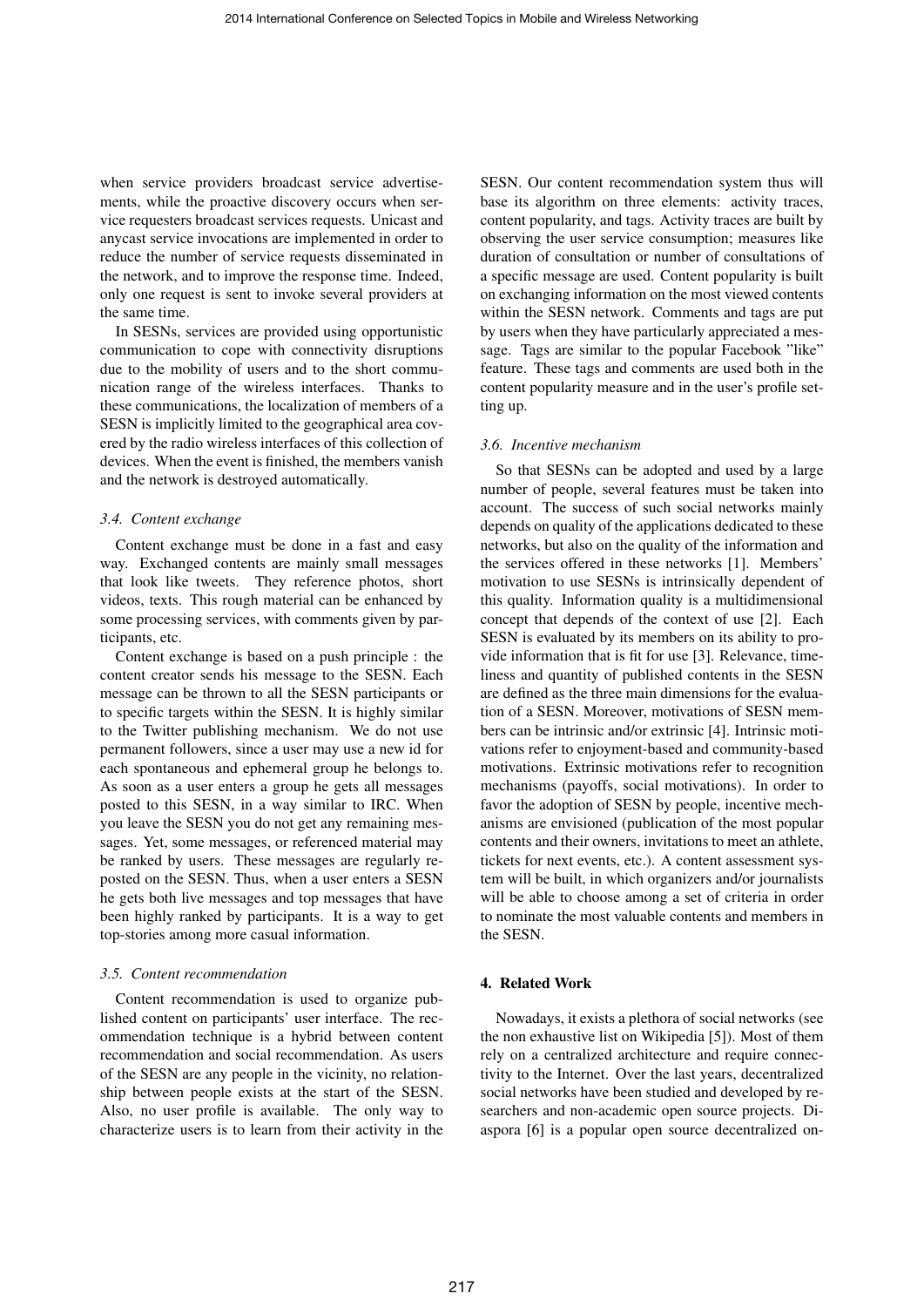when service providers broadcast service advertisements, while the proactive discovery occurs when service requesters broadcast services requests. Unicast and anycast service invocations are implemented in order to reduce the number of service requests disseminated in the network, and to improve the response time. Indeed, only one request is sent to invoke several providers at the same time.

In SESNs, services are provided using opportunistic communication to cope with connectivity disruptions due to the mobility of users and to the short communication range of the wireless interfaces. Thanks to these communications, the localization of members of a SESN is implicitly limited to the geographical area covered by the radio wireless interfaces of this collection of devices. When the event is finished, the members vanish and the network is destroyed automatically.

### *3.4. Content exchange*

Content exchange must be done in a fast and easy way. Exchanged contents are mainly small messages that look like tweets. They reference photos, short videos, texts. This rough material can be enhanced by some processing services, with comments given by participants, etc.

Content exchange is based on a push principle : the content creator sends his message to the SESN. Each message can be thrown to all the SESN participants or to specific targets within the SESN. It is highly similar to the Twitter publishing mechanism. We do not use permanent followers, since a user may use a new id for each spontaneous and ephemeral group he belongs to. As soon as a user enters a group he gets all messages posted to this SESN, in a way similar to IRC. When you leave the SESN you do not get any remaining messages. Yet, some messages, or referenced material may be ranked by users. These messages are regularly reposted on the SESN. Thus, when a user enters a SESN he gets both live messages and top messages that have been highly ranked by participants. It is a way to get top-stories among more casual information.

### *3.5. Content recommendation*

Content recommendation is used to organize published content on participants' user interface. The recommendation technique is a hybrid between content recommendation and social recommendation. As users of the SESN are any people in the vicinity, no relationship between people exists at the start of the SESN. Also, no user profile is available. The only way to characterize users is to learn from their activity in the SESN. Our content recommendation system thus will base its algorithm on three elements: activity traces, content popularity, and tags. Activity traces are built by observing the user service consumption; measures like duration of consultation or number of consultations of a specific message are used. Content popularity is built on exchanging information on the most viewed contents within the SESN network. Comments and tags are put by users when they have particularly appreciated a message. Tags are similar to the popular Facebook "like" feature. These tags and comments are used both in the content popularity measure and in the user's profile setting up.

### *3.6. Incentive mechanism*

So that SESNs can be adopted and used by a large number of people, several features must be taken into account. The success of such social networks mainly depends on quality of the applications dedicated to these networks, but also on the quality of the information and the services offered in these networks [1]. Members' motivation to use SESNs is intrinsically dependent of this quality. Information quality is a multidimensional concept that depends of the context of use [2]. Each SESN is evaluated by its members on its ability to provide information that is fit for use [3]. Relevance, timeliness and quantity of published contents in the SESN are defined as the three main dimensions for the evaluation of a SESN. Moreover, motivations of SESN members can be intrinsic and/or extrinsic [4]. Intrinsic motivations refer to enjoyment-based and community-based motivations. Extrinsic motivations refer to recognition mechanisms (payoffs, social motivations). In order to favor the adoption of SESN by people, incentive mechanisms are envisioned (publication of the most popular contents and their owners, invitations to meet an athlete, tickets for next events, etc.). A content assessment system will be built, in which organizers and/or journalists will be able to choose among a set of criteria in order to nominate the most valuable contents and members in the SESN.

## 4. Related Work

Nowadays, it exists a plethora of social networks (see the non exhaustive list on Wikipedia [5]). Most of them rely on a centralized architecture and require connectivity to the Internet. Over the last years, decentralized social networks have been studied and developed by researchers and non-academic open source projects. Diaspora [6] is a popular open source decentralized on-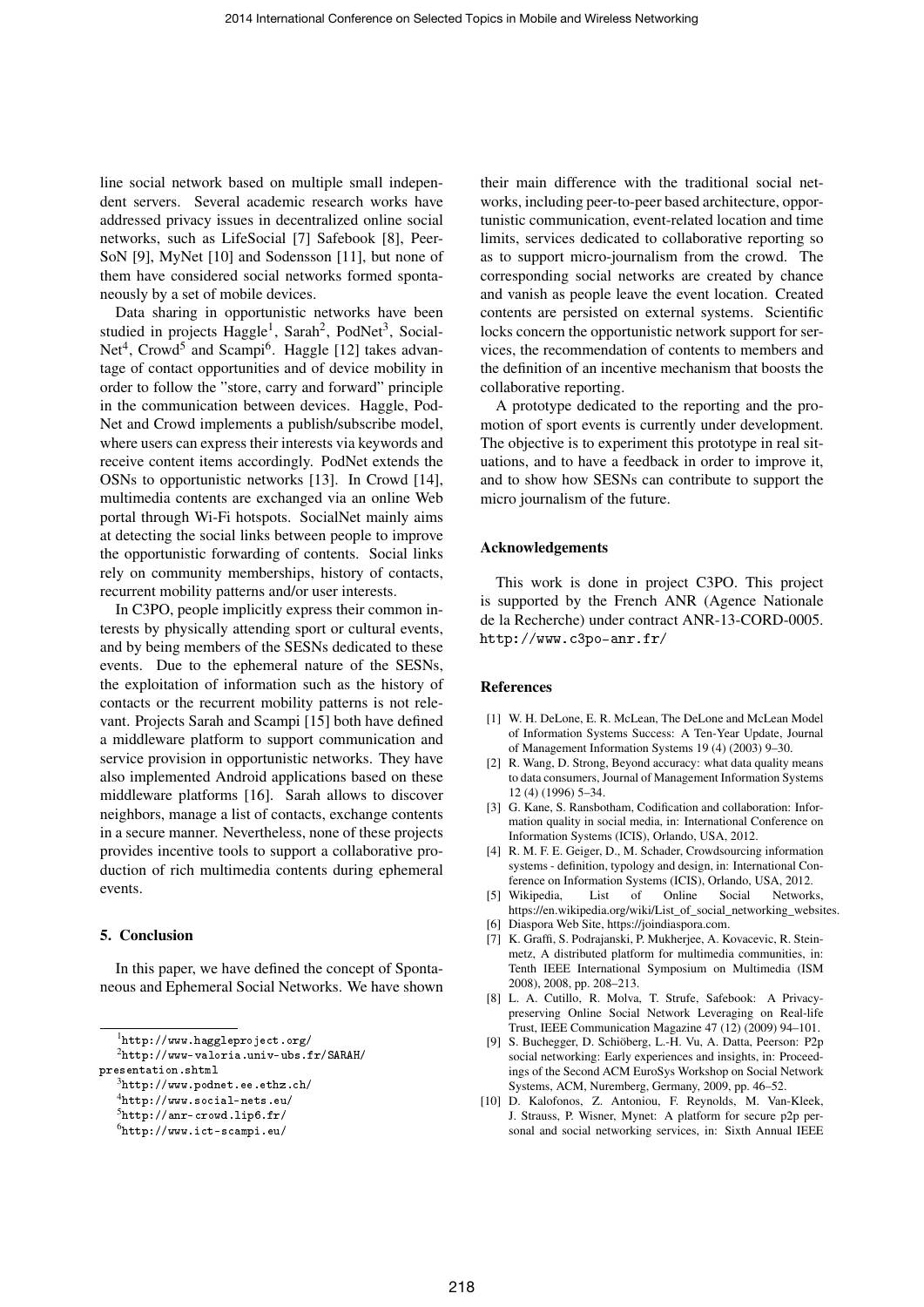line social network based on multiple small independent servers. Several academic research works have addressed privacy issues in decentralized online social networks, such as LifeSocial [7] Safebook [8], PeerSoN [9], MyNet [10] and Sodensson [11], but none of them have considered social networks formed spontaneously by a set of mobile devices.

Data sharing in opportunistic networks have been studied in projects Haggle[1], Sarah[2], PodNet[3], SocialNet[4], Crowd[5] and Scampi[6]. Haggle [12] takes advantage of contact opportunities and of device mobility in order to follow the "store, carry and forward" principle in the communication between devices. Haggle, PodNet and Crowd implements a publish/subscribe model, where users can express their interests via keywords and receive content items accordingly. PodNet extends the OSNs to opportunistic networks [13]. In Crowd [14], multimedia contents are exchanged via an online Web portal through Wi-Fi hotspots. SocialNet mainly aims at detecting the social links between people to improve the opportunistic forwarding of contents. Social links rely on community memberships, history of contacts, recurrent mobility patterns and/or user interests.

In C3PO, people implicitly express their common interests by physically attending sport or cultural events, and by being members of the SESNs dedicated to these events. Due to the ephemeral nature of the SESNs, the exploitation of information such as the history of contacts or the recurrent mobility patterns is not relevant. Projects Sarah and Scampi [15] both have defined a middleware platform to support communication and service provision in opportunistic networks. They have also implemented Android applications based on these middleware platforms [16]. Sarah allows to discover neighbors, manage a list of contacts, exchange contents in a secure manner. Nevertheless, none of these projects provides incentive tools to support a collaborative production of rich multimedia contents during ephemeral events.

## 5. Conclusion

In this paper, we have defined the concept of Spontaneous and Ephemeral Social Networks. We have shown their main difference with the traditional social networks, including peer-to-peer based architecture, opportunistic communication, event-related location and time limits, services dedicated to collaborative reporting so as to support micro-journalism from the crowd. The corresponding social networks are created by chance and vanish as people leave the event location. Created contents are persisted on external systems. Scientific locks concern the opportunistic network support for services, the recommendation of contents to members and the definition of an incentive mechanism that boosts the collaborative reporting.

A prototype dedicated to the reporting and the promotion of sport events is currently under development. The objective is to experiment this prototype in real situations, and to have a feedback in order to improve it, and to show how SESNs can contribute to support the micro journalism of the future.

[1] http://www.haggleproject.org/
[2] http://www-valoria.univ-ubs.fr/SARAH/presentation.shtml
[3] http://www.podnet.ee.ethz.ch/
[4] http://www.social-nets.eu/
[5] http://anr-crowd.lip6.fr/
[6] http://www.ict-scampi.eu/

### Acknowledgements

This work is done in project C3PO. This project is supported by the French ANR (Agence Nationale de la Recherche) under contract ANR-13-CORD-0005. http://www.c3po-anr.fr/

### References

[1] W. H. DeLone, E. R. McLean, The DeLone and McLean Model of Information Systems Success: A Ten-Year Update, Journal of Management Information Systems 19 (4) (2003) 9–30.

[2] R. Wang, D. Strong, Beyond accuracy: what data quality means to data consumers, Journal of Management Information Systems 12 (4) (1996) 5–34.

[3] G. Kane, S. Ransbotham, Codification and collaboration: Information quality in social media, in: International Conference on Information Systems (ICIS), Orlando, USA, 2012.

[4] R. M. F. E. Geiger, D., M. Schader, Crowdsourcing information systems - definition, typology and design, in: International Conference on Information Systems (ICIS), Orlando, USA, 2012.

[5] Wikipedia, List of Online Social Networks, https://en.wikipedia.org/wiki/List_of_social_networking_websites.

[6] Diaspora Web Site, https://joindiaspora.com.

[7] K. Graffi, S. Podrajanski, P. Mukherjee, A. Kovacevic, R. Steinmetz, A distributed platform for multimedia communities, in: Tenth IEEE International Symposium on Multimedia (ISM 2008), 2008, pp. 208–213.

[8] L. A. Cutillo, R. Molva, T. Strufe, Safebook: A Privacy-preserving Online Social Network Leveraging on Real-life Trust, IEEE Communication Magazine 47 (12) (2009) 94–101.

[9] S. Buchegger, D. Schiöberg, L.-H. Vu, A. Datta, Peerson: P2p social networking: Early experiences and insights, in: Proceedings of the Second ACM EuroSys Workshop on Social Network Systems, ACM, Nuremberg, Germany, 2009, pp. 46–52.

[10] D. Kalofonos, Z. Antoniou, F. Reynolds, M. Van-Kleek, J. Strauss, P. Wisner, Mynet: A platform for secure p2p personal and social networking services, in: Sixth Annual IEEE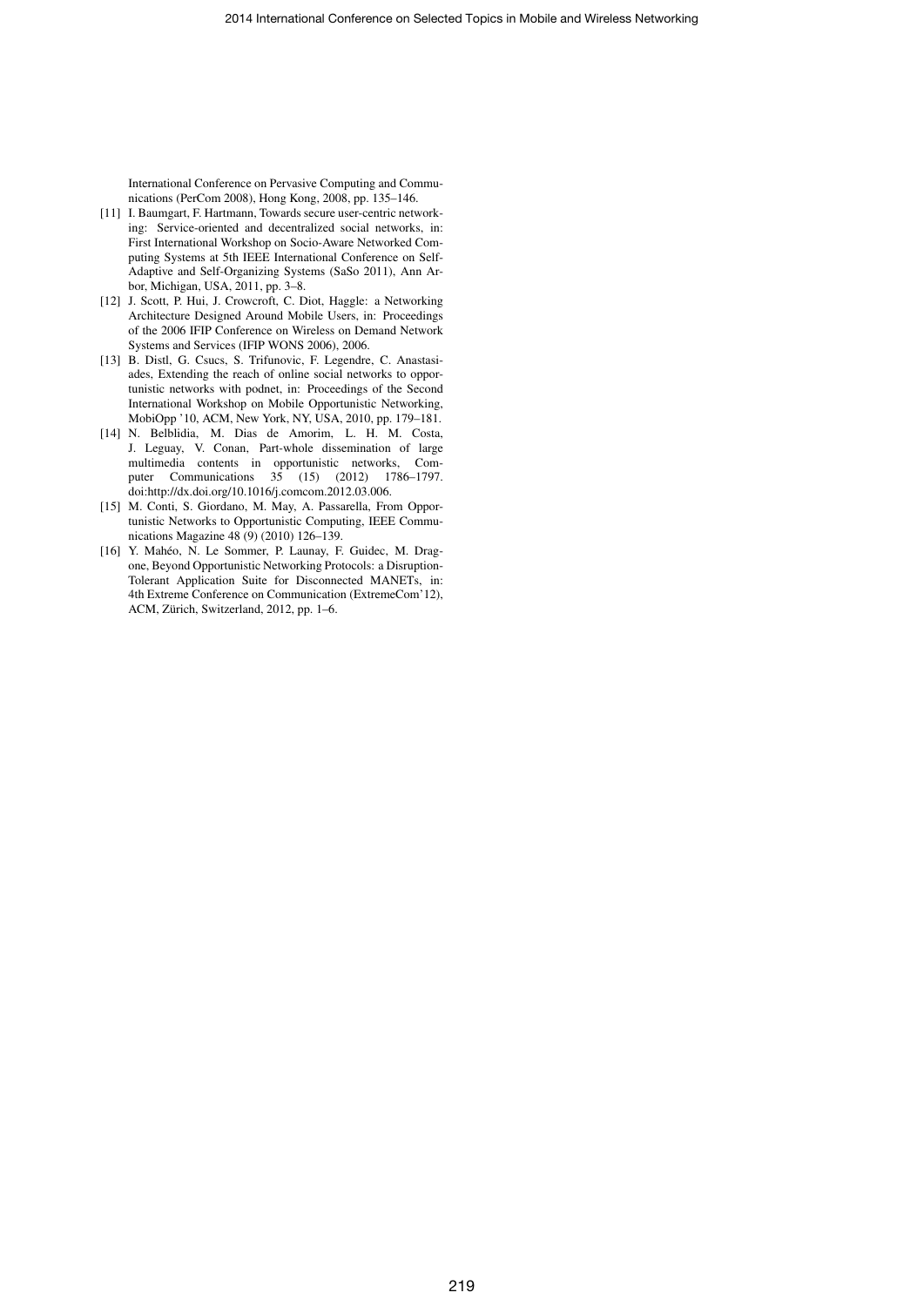International Conference on Pervasive Computing and Communications (PerCom 2008), Hong Kong, 2008, pp. 135–146.

[11] I. Baumgart, F. Hartmann, Towards secure user-centric networking: Service-oriented and decentralized social networks, in: First International Workshop on Socio-Aware Networked Computing Systems at 5th IEEE International Conference on Self-Adaptive and Self-Organizing Systems (SaSo 2011), Ann Arbor, Michigan, USA, 2011, pp. 3–8.

[12] J. Scott, P. Hui, J. Crowcroft, C. Diot, Haggle: a Networking Architecture Designed Around Mobile Users, in: Proceedings of the 2006 IFIP Conference on Wireless on Demand Network Systems and Services (IFIP WONS 2006), 2006.

[13] B. Distl, G. Csucs, S. Trifunovic, F. Legendre, C. Anastasiades, Extending the reach of online social networks to opportunistic networks with podnet, in: Proceedings of the Second International Workshop on Mobile Opportunistic Networking, MobiOpp '10, ACM, New York, NY, USA, 2010, pp. 179–181.

[14] N. Belblidia, M. Dias de Amorim, L. H. M. Costa, J. Leguay, V. Conan, Part-whole dissemination of large multimedia contents in opportunistic networks, Computer Communications 35 (15) (2012) 1786–1797. doi:http://dx.doi.org/10.1016/j.comcom.2012.03.006.

[15] M. Conti, S. Giordano, M. May, A. Passarella, From Opportunistic Networks to Opportunistic Computing, IEEE Communications Magazine 48 (9) (2010) 126–139.

[16] Y. Mahéo, N. Le Sommer, P. Launay, F. Guidec, M. Dragone, Beyond Opportunistic Networking Protocols: a Disruption-Tolerant Application Suite for Disconnected MANETs, in: 4th Extreme Conference on Communication (ExtremeCom'12), ACM, Zürich, Switzerland, 2012, pp. 1–6.